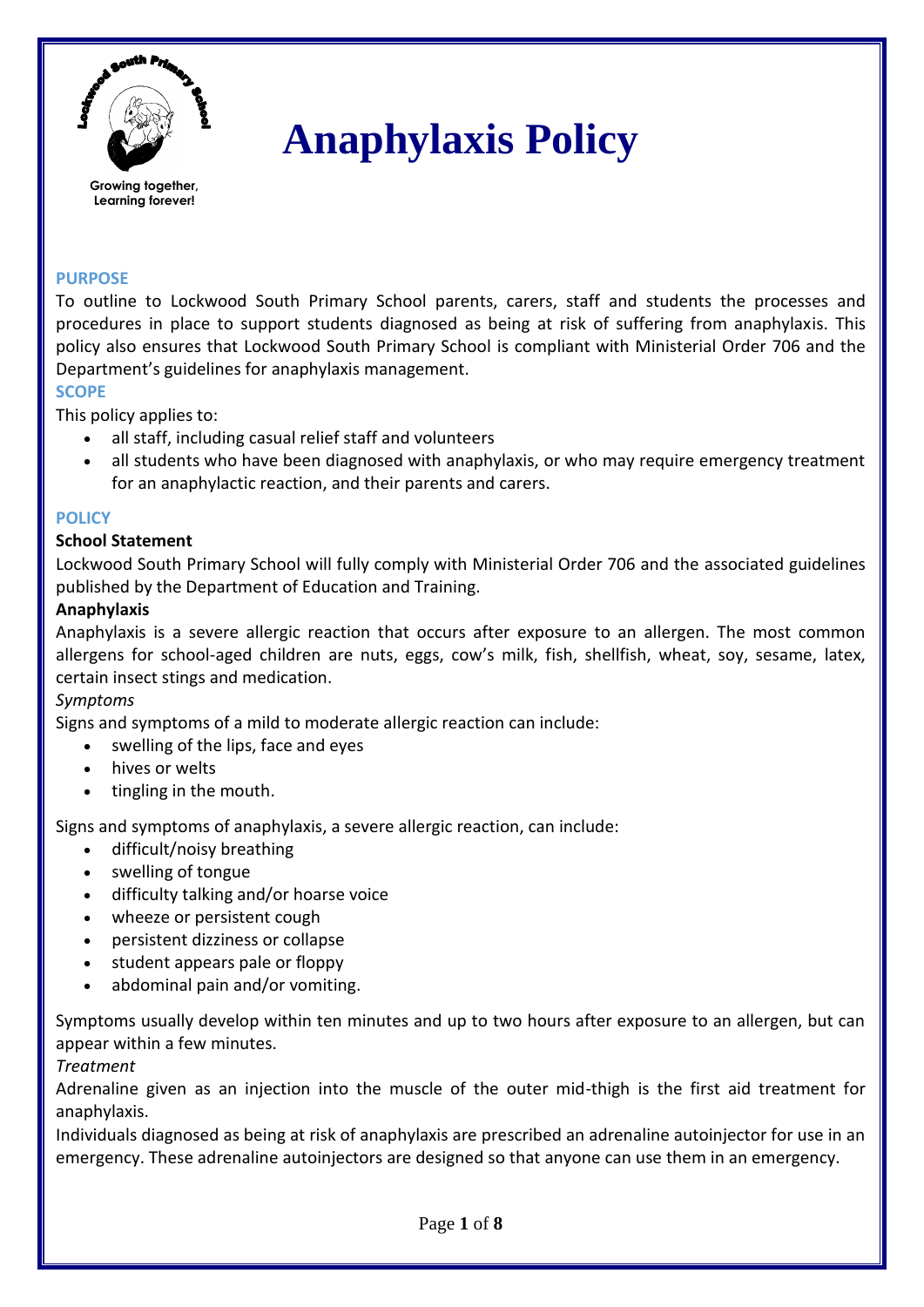Growing together, Learning forever!

# Anaphylaxis Policy

## PURPOSE

To outline to Lockwood South Primary School parents, carers, staff and students the processes and procedures in place to support students diagnosed as being at risk of suffering from anaphylaxis. This policy also ensures that Lockwood South Primary School is compliant with Ministerial Order 706 and the Department's guidelines for anaphylaxis management.

## SCOPE

This policy applies to:

- all staff, including casual relief staff and volunteers
- all students who have been diagnosed with anaphylaxis, or who may require emergency treatment for an anaphylactic reaction, and their parents and carers.

## POLICY

### School Statement

Lockwood South Primary School will fully comply with Ministerial Order 706 and the associated guidelines published by the Department of Education and Training.

### Anaphylaxis

Anaphylaxis is a severe allergic reaction that occurs after exposure to an allergen. The most common allergens for school-aged children are nuts, eggs, cow's milk, fish, shellfish, wheat, soy, sesame, latex, certain insect stings and medication.

*Symptoms*

Signs and symptoms of a mild to moderate allergic reaction can include:

- swelling of the lips, face and eyes
- hives or welts
- tingling in the mouth.

Signs and symptoms of anaphylaxis, a severe allergic reaction, can include:

- difficult/noisy breathing
- swelling of tongue
- difficulty talking and/or hoarse voice
- wheeze or persistent cough
- persistent dizziness or collapse
- student appears pale or floppy
- abdominal pain and/or vomiting.

Symptoms usually develop within ten minutes and up to two hours after exposure to an allergen, but can appear within a few minutes.

*Treatment*

Adrenaline given as an injection into the muscle of the outer mid-thigh is the first aid treatment for anaphylaxis.

Individuals diagnosed as being at risk of anaphylaxis are prescribed an adrenaline autoinjector for use in an emergency. These adrenaline autoinjectors are designed so that anyone can use them in an emergency.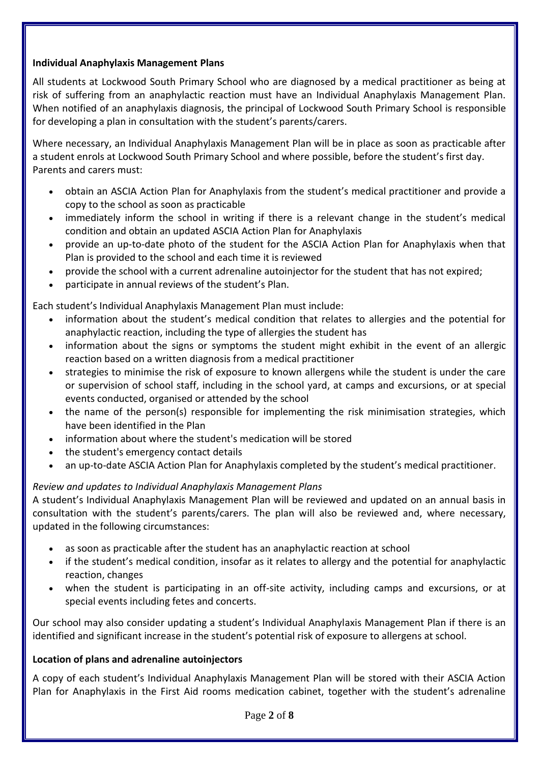**Individual Anaphylaxis Management Plans**

All students at Lockwood South Primary School who are diagnosed by a medical practitioner as being at risk of suffering from an anaphylactic reaction must have an Individual Anaphylaxis Management Plan. When notified of an anaphylaxis diagnosis, the principal of Lockwood South Primary School is responsible for developing a plan in consultation with the student's parents/carers.

Where necessary, an Individual Anaphylaxis Management Plan will be in place as soon as practicable after a student enrols at Lockwood South Primary School and where possible, before the student's first day.
Parents and carers must:

- obtain an ASCIA Action Plan for Anaphylaxis from the student's medical practitioner and provide a copy to the school as soon as practicable
- immediately inform the school in writing if there is a relevant change in the student's medical condition and obtain an updated ASCIA Action Plan for Anaphylaxis
- provide an up-to-date photo of the student for the ASCIA Action Plan for Anaphylaxis when that Plan is provided to the school and each time it is reviewed
- provide the school with a current adrenaline autoinjector for the student that has not expired;
- participate in annual reviews of the student's Plan.

Each student's Individual Anaphylaxis Management Plan must include:

- information about the student's medical condition that relates to allergies and the potential for anaphylactic reaction, including the type of allergies the student has
- information about the signs or symptoms the student might exhibit in the event of an allergic reaction based on a written diagnosis from a medical practitioner
- strategies to minimise the risk of exposure to known allergens while the student is under the care or supervision of school staff, including in the school yard, at camps and excursions, or at special events conducted, organised or attended by the school
- the name of the person(s) responsible for implementing the risk minimisation strategies, which have been identified in the Plan
- information about where the student's medication will be stored
- the student's emergency contact details
- an up-to-date ASCIA Action Plan for Anaphylaxis completed by the student's medical practitioner.

*Review and updates to Individual Anaphylaxis Management Plans*

A student's Individual Anaphylaxis Management Plan will be reviewed and updated on an annual basis in consultation with the student's parents/carers. The plan will also be reviewed and, where necessary, updated in the following circumstances:

- as soon as practicable after the student has an anaphylactic reaction at school
- if the student's medical condition, insofar as it relates to allergy and the potential for anaphylactic reaction, changes
- when the student is participating in an off-site activity, including camps and excursions, or at special events including fetes and concerts.

Our school may also consider updating a student's Individual Anaphylaxis Management Plan if there is an identified and significant increase in the student's potential risk of exposure to allergens at school.

**Location of plans and adrenaline autoinjectors**

A copy of each student's Individual Anaphylaxis Management Plan will be stored with their ASCIA Action Plan for Anaphylaxis in the First Aid rooms medication cabinet, together with the student's adrenaline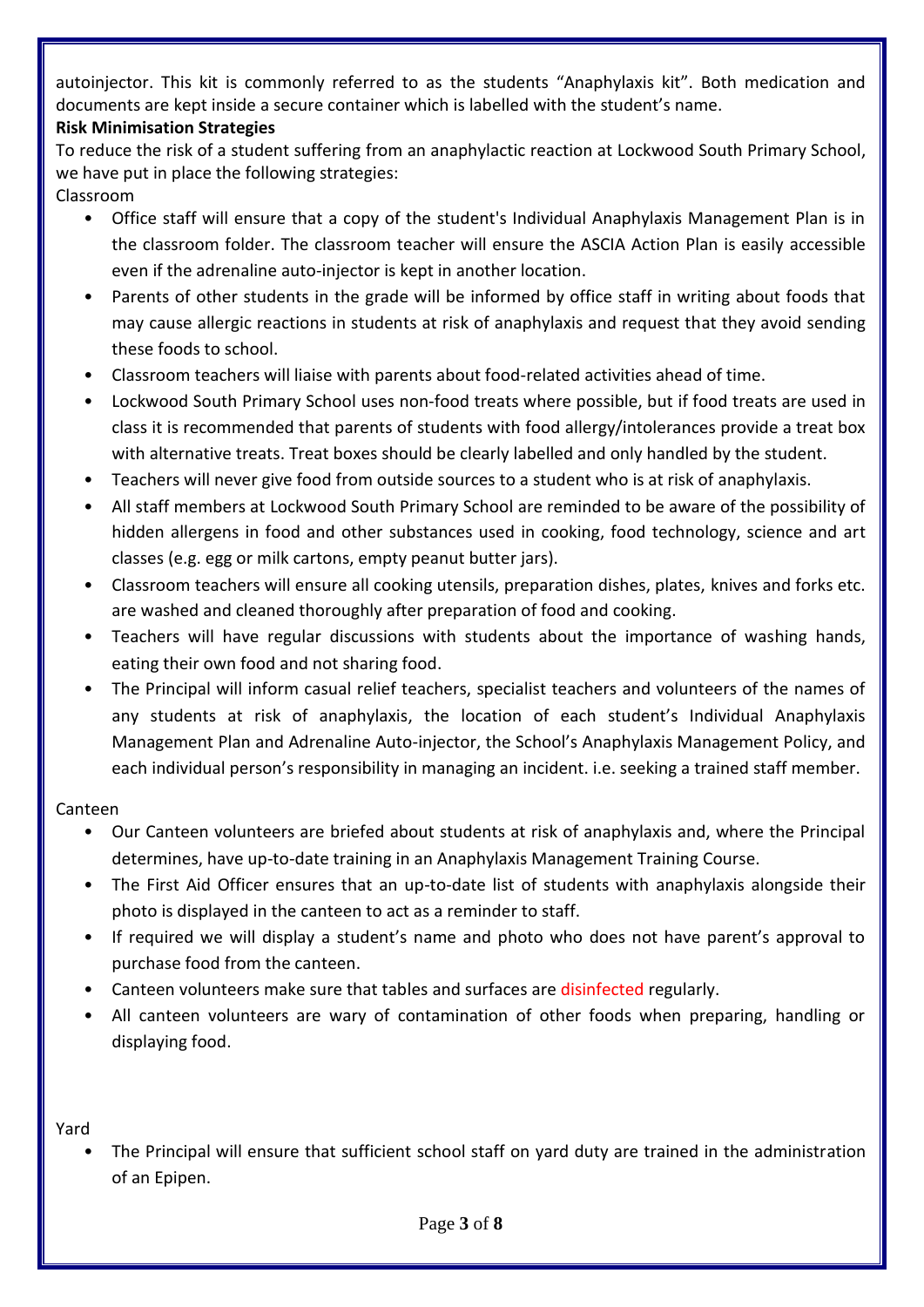autoinjector. This kit is commonly referred to as the students "Anaphylaxis kit". Both medication and documents are kept inside a secure container which is labelled with the student's name.

**Risk Minimisation Strategies**

To reduce the risk of a student suffering from an anaphylactic reaction at Lockwood South Primary School, we have put in place the following strategies:

Classroom

- Office staff will ensure that a copy of the student's Individual Anaphylaxis Management Plan is in the classroom folder. The classroom teacher will ensure the ASCIA Action Plan is easily accessible even if the adrenaline auto-injector is kept in another location.
- Parents of other students in the grade will be informed by office staff in writing about foods that may cause allergic reactions in students at risk of anaphylaxis and request that they avoid sending these foods to school.
- Classroom teachers will liaise with parents about food-related activities ahead of time.
- Lockwood South Primary School uses non-food treats where possible, but if food treats are used in class it is recommended that parents of students with food allergy/intolerances provide a treat box with alternative treats. Treat boxes should be clearly labelled and only handled by the student.
- Teachers will never give food from outside sources to a student who is at risk of anaphylaxis.
- All staff members at Lockwood South Primary School are reminded to be aware of the possibility of hidden allergens in food and other substances used in cooking, food technology, science and art classes (e.g. egg or milk cartons, empty peanut butter jars).
- Classroom teachers will ensure all cooking utensils, preparation dishes, plates, knives and forks etc. are washed and cleaned thoroughly after preparation of food and cooking.
- Teachers will have regular discussions with students about the importance of washing hands, eating their own food and not sharing food.
- The Principal will inform casual relief teachers, specialist teachers and volunteers of the names of any students at risk of anaphylaxis, the location of each student's Individual Anaphylaxis Management Plan and Adrenaline Auto-injector, the School's Anaphylaxis Management Policy, and each individual person's responsibility in managing an incident. i.e. seeking a trained staff member.

Canteen

- Our Canteen volunteers are briefed about students at risk of anaphylaxis and, where the Principal determines, have up-to-date training in an Anaphylaxis Management Training Course.
- The First Aid Officer ensures that an up-to-date list of students with anaphylaxis alongside their photo is displayed in the canteen to act as a reminder to staff.
- If required we will display a student's name and photo who does not have parent's approval to purchase food from the canteen.
- Canteen volunteers make sure that tables and surfaces are disinfected regularly.
- All canteen volunteers are wary of contamination of other foods when preparing, handling or displaying food.

Yard

- The Principal will ensure that sufficient school staff on yard duty are trained in the administration of an Epipen.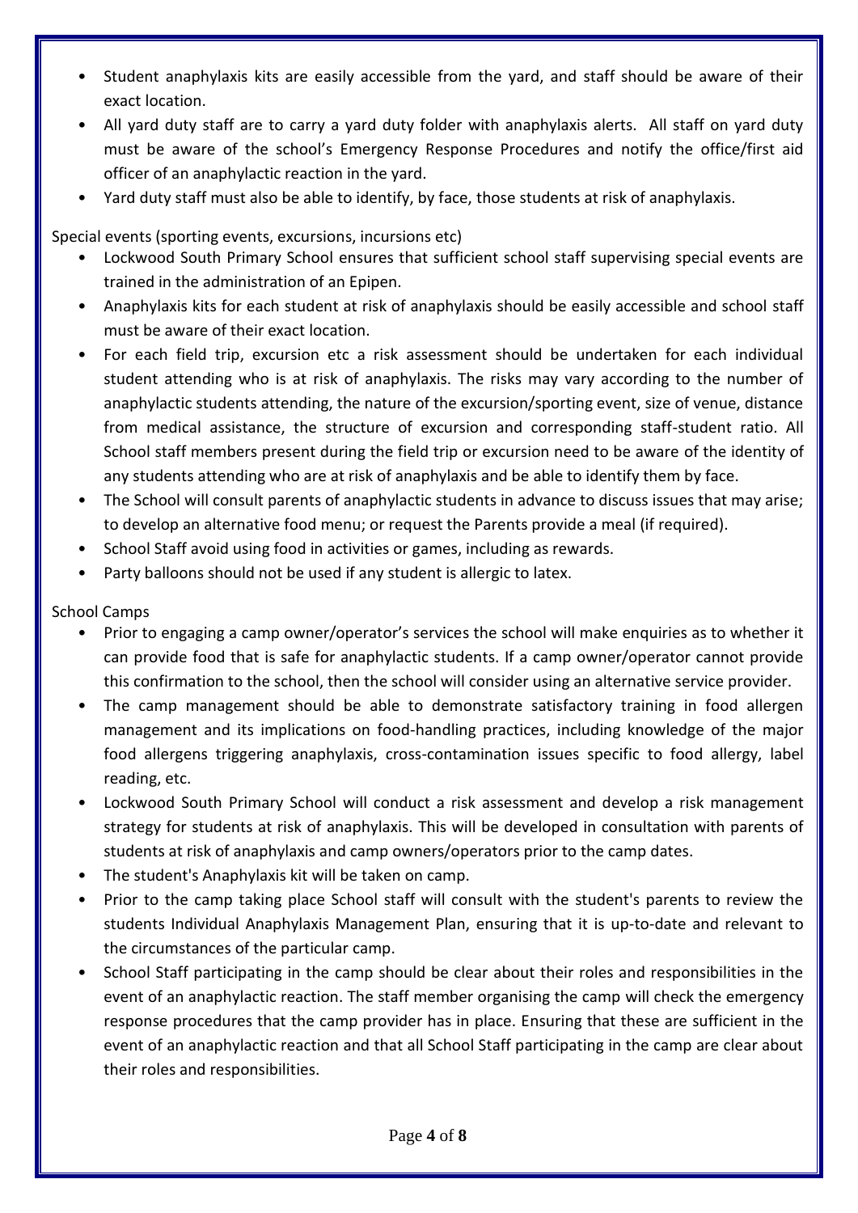- Student anaphylaxis kits are easily accessible from the yard, and staff should be aware of their exact location.
- All yard duty staff are to carry a yard duty folder with anaphylaxis alerts. All staff on yard duty must be aware of the school's Emergency Response Procedures and notify the office/first aid officer of an anaphylactic reaction in the yard.
- Yard duty staff must also be able to identify, by face, those students at risk of anaphylaxis.

Special events (sporting events, excursions, incursions etc)

- Lockwood South Primary School ensures that sufficient school staff supervising special events are trained in the administration of an Epipen.
- Anaphylaxis kits for each student at risk of anaphylaxis should be easily accessible and school staff must be aware of their exact location.
- For each field trip, excursion etc a risk assessment should be undertaken for each individual student attending who is at risk of anaphylaxis. The risks may vary according to the number of anaphylactic students attending, the nature of the excursion/sporting event, size of venue, distance from medical assistance, the structure of excursion and corresponding staff-student ratio. All School staff members present during the field trip or excursion need to be aware of the identity of any students attending who are at risk of anaphylaxis and be able to identify them by face.
- The School will consult parents of anaphylactic students in advance to discuss issues that may arise; to develop an alternative food menu; or request the Parents provide a meal (if required).
- School Staff avoid using food in activities or games, including as rewards.
- Party balloons should not be used if any student is allergic to latex.

School Camps

- Prior to engaging a camp owner/operator's services the school will make enquiries as to whether it can provide food that is safe for anaphylactic students. If a camp owner/operator cannot provide this confirmation to the school, then the school will consider using an alternative service provider.
- The camp management should be able to demonstrate satisfactory training in food allergen management and its implications on food-handling practices, including knowledge of the major food allergens triggering anaphylaxis, cross-contamination issues specific to food allergy, label reading, etc.
- Lockwood South Primary School will conduct a risk assessment and develop a risk management strategy for students at risk of anaphylaxis. This will be developed in consultation with parents of students at risk of anaphylaxis and camp owners/operators prior to the camp dates.
- The student's Anaphylaxis kit will be taken on camp.
- Prior to the camp taking place School staff will consult with the student's parents to review the students Individual Anaphylaxis Management Plan, ensuring that it is up-to-date and relevant to the circumstances of the particular camp.
- School Staff participating in the camp should be clear about their roles and responsibilities in the event of an anaphylactic reaction. The staff member organising the camp will check the emergency response procedures that the camp provider has in place. Ensuring that these are sufficient in the event of an anaphylactic reaction and that all School Staff participating in the camp are clear about their roles and responsibilities.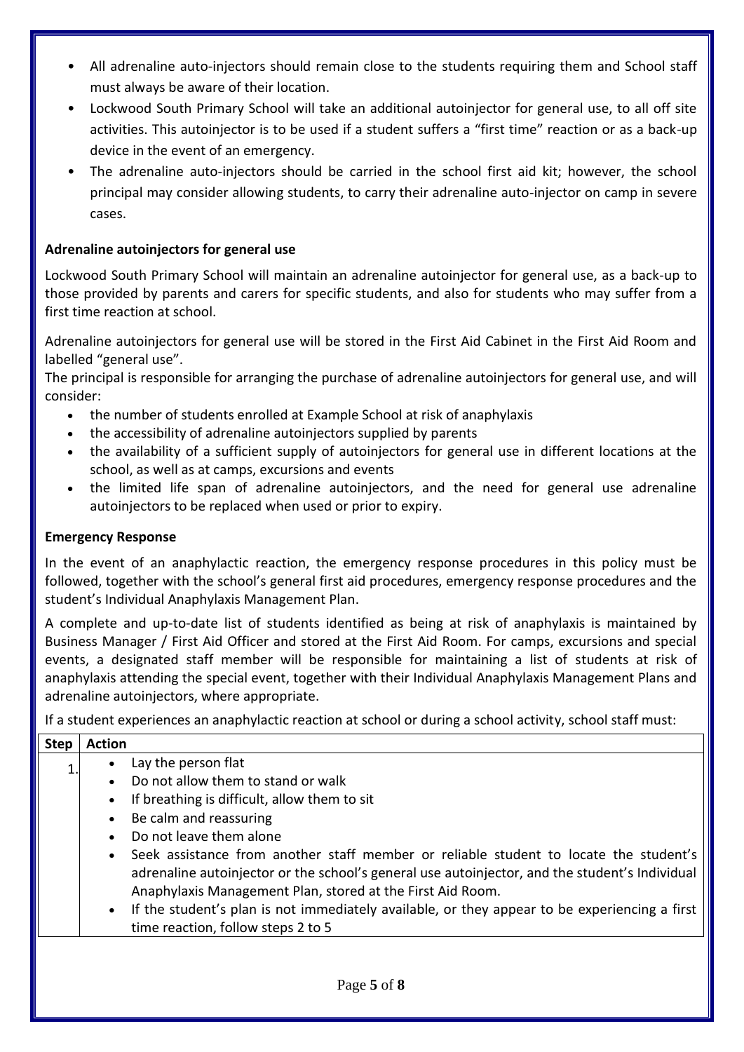- All adrenaline auto-injectors should remain close to the students requiring them and School staff must always be aware of their location.
- Lockwood South Primary School will take an additional autoinjector for general use, to all off site activities. This autoinjector is to be used if a student suffers a "first time" reaction or as a back-up device in the event of an emergency.
- The adrenaline auto-injectors should be carried in the school first aid kit; however, the school principal may consider allowing students, to carry their adrenaline auto-injector on camp in severe cases.

**Adrenaline autoinjectors for general use**

Lockwood South Primary School will maintain an adrenaline autoinjector for general use, as a back-up to those provided by parents and carers for specific students, and also for students who may suffer from a first time reaction at school.

Adrenaline autoinjectors for general use will be stored in the First Aid Cabinet in the First Aid Room and labelled "general use".

The principal is responsible for arranging the purchase of adrenaline autoinjectors for general use, and will consider:

- the number of students enrolled at Example School at risk of anaphylaxis
- the accessibility of adrenaline autoinjectors supplied by parents
- the availability of a sufficient supply of autoinjectors for general use in different locations at the school, as well as at camps, excursions and events
- the limited life span of adrenaline autoinjectors, and the need for general use adrenaline autoinjectors to be replaced when used or prior to expiry.

**Emergency Response**

In the event of an anaphylactic reaction, the emergency response procedures in this policy must be followed, together with the school's general first aid procedures, emergency response procedures and the student's Individual Anaphylaxis Management Plan.

A complete and up-to-date list of students identified as being at risk of anaphylaxis is maintained by Business Manager / First Aid Officer and stored at the First Aid Room. For camps, excursions and special events, a designated staff member will be responsible for maintaining a list of students at risk of anaphylaxis attending the special event, together with their Individual Anaphylaxis Management Plans and adrenaline autoinjectors, where appropriate.

If a student experiences an anaphylactic reaction at school or during a school activity, school staff must:

| Step | Action |
| --- | --- |
| 1. | • Lay the person flat<br>• Do not allow them to stand or walk<br>• If breathing is difficult, allow them to sit<br>• Be calm and reassuring<br>• Do not leave them alone<br>• Seek assistance from another staff member or reliable student to locate the student's adrenaline autoinjector or the school's general use autoinjector, and the student's Individual Anaphylaxis Management Plan, stored at the First Aid Room.<br>• If the student's plan is not immediately available, or they appear to be experiencing a first time reaction, follow steps 2 to 5 |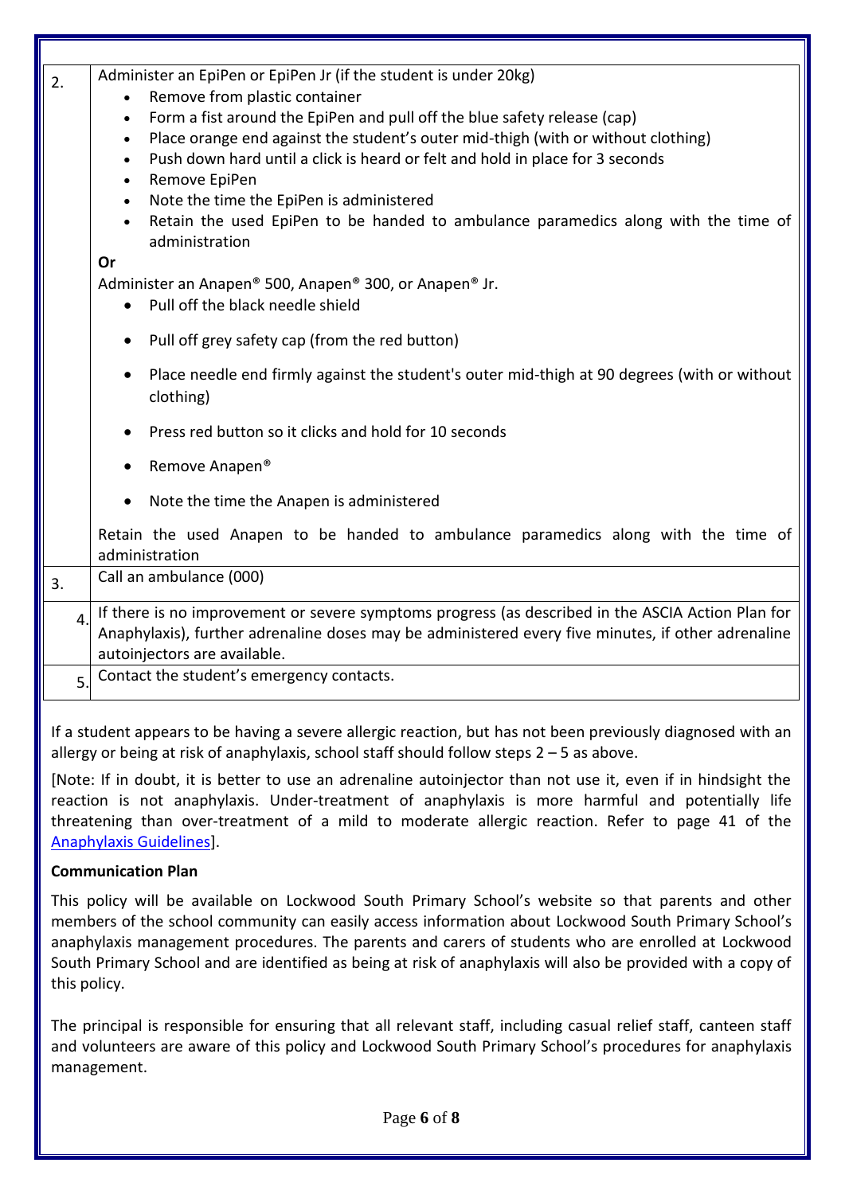| | |
|---|---|
| 2. | Administer an EpiPen or EpiPen Jr (if the student is under 20kg)<br>• Remove from plastic container<br>• Form a fist around the EpiPen and pull off the blue safety release (cap)<br>• Place orange end against the student's outer mid-thigh (with or without clothing)<br>• Push down hard until a click is heard or felt and hold in place for 3 seconds<br>• Remove EpiPen<br>• Note the time the EpiPen is administered<br>• Retain the used EpiPen to be handed to ambulance paramedics along with the time of administration<br>**Or**<br>Administer an Anapen® 500, Anapen® 300, or Anapen® Jr.<br>• Pull off the black needle shield<br>• Pull off grey safety cap (from the red button)<br>• Place needle end firmly against the student's outer mid-thigh at 90 degrees (with or without clothing)<br>• Press red button so it clicks and hold for 10 seconds<br>• Remove Anapen®<br>• Note the time the Anapen is administered<br>Retain the used Anapen to be handed to ambulance paramedics along with the time of administration |
| 3. | Call an ambulance (000) |
| 4. | If there is no improvement or severe symptoms progress (as described in the ASCIA Action Plan for Anaphylaxis), further adrenaline doses may be administered every five minutes, if other adrenaline autoinjectors are available. |
| 5. | Contact the student's emergency contacts. |

If a student appears to be having a severe allergic reaction, but has not been previously diagnosed with an allergy or being at risk of anaphylaxis, school staff should follow steps 2 – 5 as above.

[Note: If in doubt, it is better to use an adrenaline autoinjector than not use it, even if in hindsight the reaction is not anaphylaxis. Under-treatment of anaphylaxis is more harmful and potentially life threatening than over-treatment of a mild to moderate allergic reaction. Refer to page 41 of the Anaphylaxis Guidelines].

**Communication Plan**

This policy will be available on Lockwood South Primary School's website so that parents and other members of the school community can easily access information about Lockwood South Primary School's anaphylaxis management procedures. The parents and carers of students who are enrolled at Lockwood South Primary School and are identified as being at risk of anaphylaxis will also be provided with a copy of this policy.

The principal is responsible for ensuring that all relevant staff, including casual relief staff, canteen staff and volunteers are aware of this policy and Lockwood South Primary School's procedures for anaphylaxis management.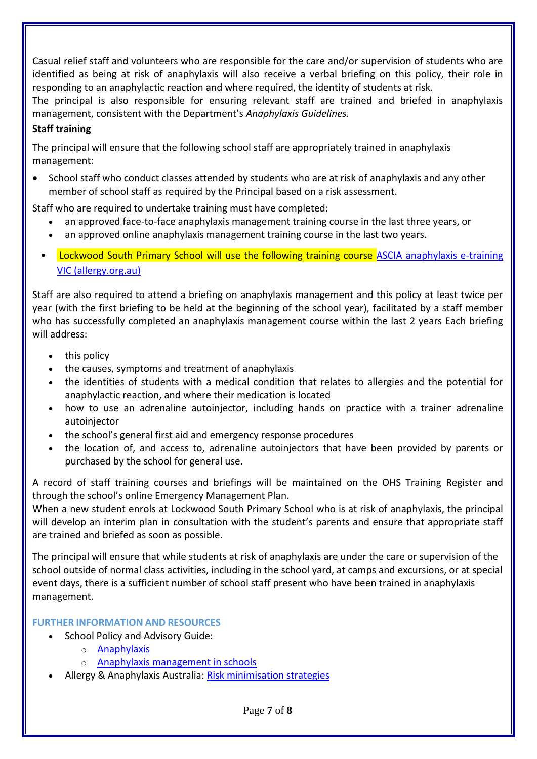Casual relief staff and volunteers who are responsible for the care and/or supervision of students who are identified as being at risk of anaphylaxis will also receive a verbal briefing on this policy, their role in responding to an anaphylactic reaction and where required, the identity of students at risk.
The principal is also responsible for ensuring relevant staff are trained and briefed in anaphylaxis management, consistent with the Department's *Anaphylaxis Guidelines.*

**Staff training**

The principal will ensure that the following school staff are appropriately trained in anaphylaxis management:

- School staff who conduct classes attended by students who are at risk of anaphylaxis and any other member of school staff as required by the Principal based on a risk assessment.

Staff who are required to undertake training must have completed:

- an approved face-to-face anaphylaxis management training course in the last three years, or
- an approved online anaphylaxis management training course in the last two years.

- Lockwood South Primary School will use the following training course ASCIA anaphylaxis e-training VIC (allergy.org.au)

Staff are also required to attend a briefing on anaphylaxis management and this policy at least twice per year (with the first briefing to be held at the beginning of the school year), facilitated by a staff member who has successfully completed an anaphylaxis management course within the last 2 years Each briefing will address:

- this policy
- the causes, symptoms and treatment of anaphylaxis
- the identities of students with a medical condition that relates to allergies and the potential for anaphylactic reaction, and where their medication is located
- how to use an adrenaline autoinjector, including hands on practice with a trainer adrenaline autoinjector
- the school's general first aid and emergency response procedures
- the location of, and access to, adrenaline autoinjectors that have been provided by parents or purchased by the school for general use.

A record of staff training courses and briefings will be maintained on the OHS Training Register and through the school's online Emergency Management Plan.
When a new student enrols at Lockwood South Primary School who is at risk of anaphylaxis, the principal will develop an interim plan in consultation with the student's parents and ensure that appropriate staff are trained and briefed as soon as possible.

The principal will ensure that while students at risk of anaphylaxis are under the care or supervision of the school outside of normal class activities, including in the school yard, at camps and excursions, or at special event days, there is a sufficient number of school staff present who have been trained in anaphylaxis management.

## FURTHER INFORMATION AND RESOURCES

- School Policy and Advisory Guide:
  - Anaphylaxis
  - Anaphylaxis management in schools
- Allergy & Anaphylaxis Australia: Risk minimisation strategies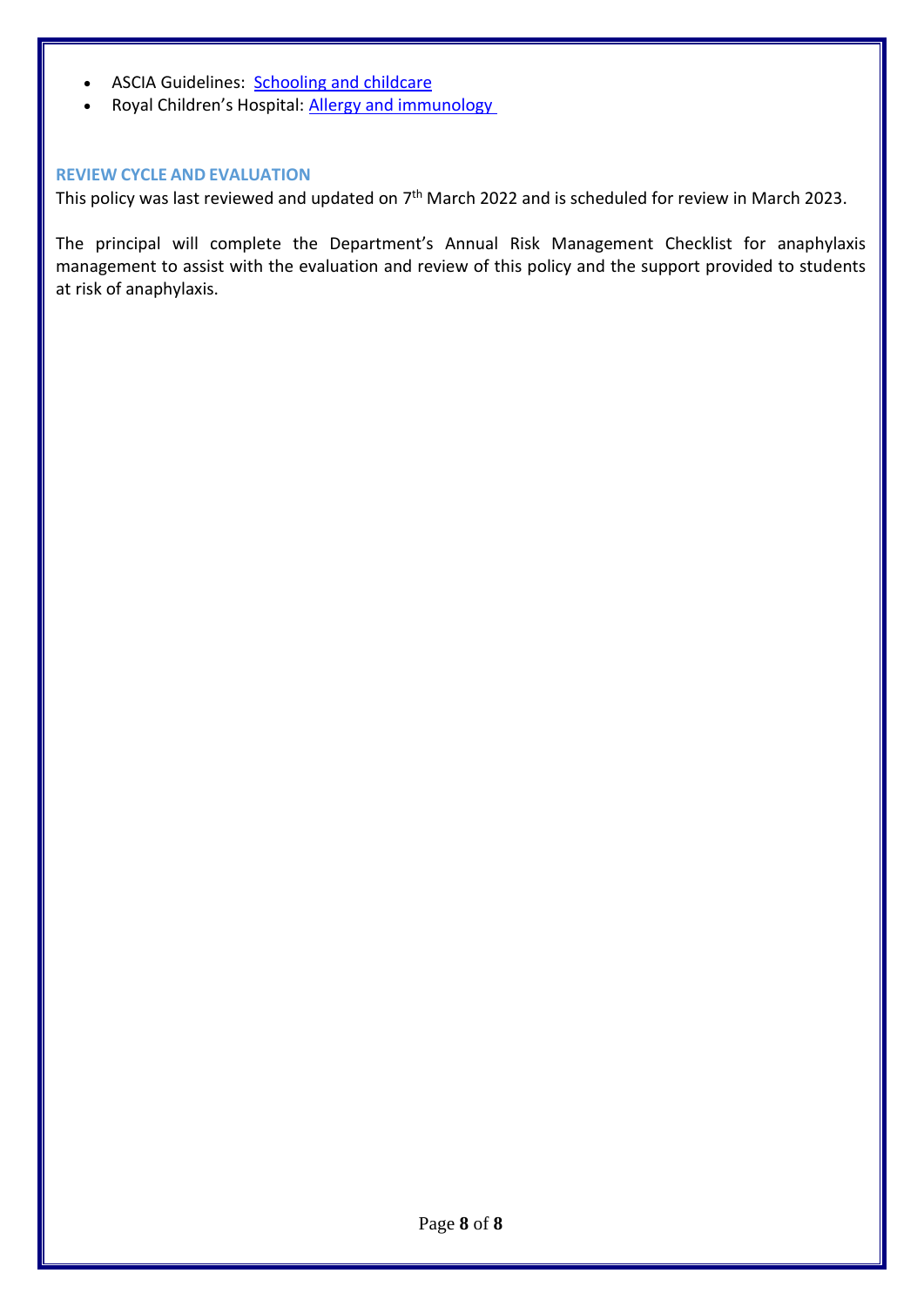- ASCIA Guidelines: [Schooling and childcare]
- Royal Children's Hospital: [Allergy and immunology]

## REVIEW CYCLE AND EVALUATION

This policy was last reviewed and updated on 7th March 2022 and is scheduled for review in March 2023.

The principal will complete the Department's Annual Risk Management Checklist for anaphylaxis management to assist with the evaluation and review of this policy and the support provided to students at risk of anaphylaxis.